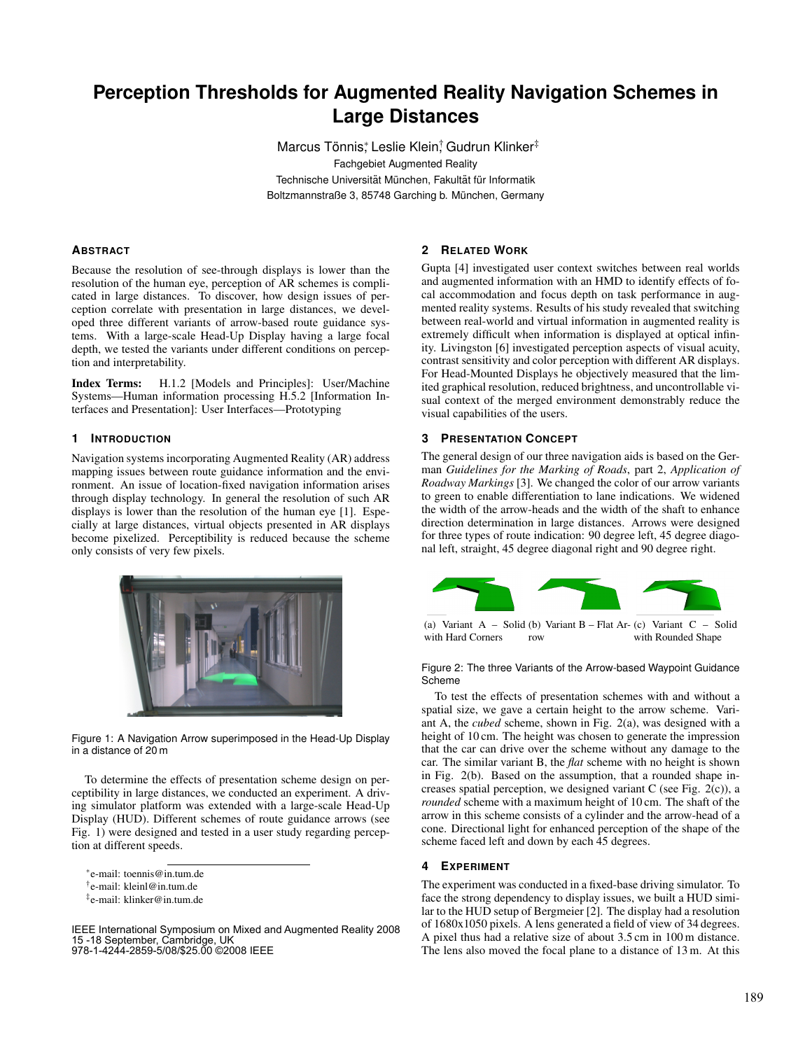# Perception Thresholds for Augmented Reality Navigation Schemes in Large Distances

Marcus Tönnis[*], Leslie Klein[†], Gudrun Klinker[‡]

Fachgebiet Augmented Reality
Technische Universität München, Fakultät für Informatik
Boltzmannstraße 3, 85748 Garching b. München, Germany

## Abstract

Because the resolution of see-through displays is lower than the resolution of the human eye, perception of AR schemes is complicated in large distances. To discover, how design issues of perception correlate with presentation in large distances, we developed three different variants of arrow-based route guidance systems. With a large-scale Head-Up Display having a large focal depth, we tested the variants under different conditions on perception and interpretability.

**Index Terms:** H.1.2 [Models and Principles]: User/Machine Systems—Human information processing H.5.2 [Information Interfaces and Presentation]: User Interfaces—Prototyping

## 1 Introduction

Navigation systems incorporating Augmented Reality (AR) address mapping issues between route guidance information and the environment. An issue of location-fixed navigation information arises through display technology. In general the resolution of such AR displays is lower than the resolution of the human eye [1]. Especially at large distances, virtual objects presented in AR displays become pixelized. Perceptibility is reduced because the scheme only consists of very few pixels.

Figure 1: A Navigation Arrow superimposed in the Head-Up Display in a distance of 20 m

To determine the effects of presentation scheme design on perceptibility in large distances, we conducted an experiment. A driving simulator platform was extended with a large-scale Head-Up Display (HUD). Different schemes of route guidance arrows (see Fig. 1) were designed and tested in a user study regarding perception at different speeds.

[*]e-mail: toennis@in.tum.de
[†]e-mail: kleinl@in.tum.de
[‡]e-mail: klinker@in.tum.de

IEEE International Symposium on Mixed and Augmented Reality 2008
15 -18 September, Cambridge, UK
978-1-4244-2859-5/08/$25.00 ©2008 IEEE

## 2 Related Work

Gupta [4] investigated user context switches between real worlds and augmented information with an HMD to identify effects of focal accommodation and focus depth on task performance in augmented reality systems. Results of his study revealed that switching between real-world and virtual information in augmented reality is extremely difficult when information is displayed at optical infinity. Livingston [6] investigated perception aspects of visual acuity, contrast sensitivity and color perception with different AR displays. For Head-Mounted Displays he objectively measured that the limited graphical resolution, reduced brightness, and uncontrollable visual context of the merged environment demonstrably reduce the visual capabilities of the users.

## 3 Presentation Concept

The general design of our three navigation aids is based on the German *Guidelines for the Marking of Roads*, part 2, *Application of Roadway Markings* [3]. We changed the color of our arrow variants to green to enable differentiation to lane indications. We widened the width of the arrow-heads and the width of the shaft to enhance direction determination in large distances. Arrows were designed for three types of route indication: 90 degree left, 45 degree diagonal left, straight, 45 degree diagonal right and 90 degree right.

(a) Variant A – Solid with Hard Corners (b) Variant B – Flat Arrow (c) Variant C – Solid with Rounded Shape

Figure 2: The three Variants of the Arrow-based Waypoint Guidance Scheme

To test the effects of presentation schemes with and without a spatial size, we gave a certain height to the arrow scheme. Variant A, the *cubed* scheme, shown in Fig. 2(a), was designed with a height of 10 cm. The height was chosen to generate the impression that the car can drive over the scheme without any damage to the car. The similar variant B, the *flat* scheme with no height is shown in Fig. 2(b). Based on the assumption, that a rounded shape increases spatial perception, we designed variant C (see Fig. 2(c)), a *rounded* scheme with a maximum height of 10 cm. The shaft of the arrow in this scheme consists of a cylinder and the arrow-head of a cone. Directional light for enhanced perception of the shape of the scheme faced left and down by each 45 degrees.

## 4 Experiment

The experiment was conducted in a fixed-base driving simulator. To face the strong dependency to display issues, we built a HUD similar to the HUD setup of Bergmeier [2]. The display had a resolution of 1680x1050 pixels. A lens generated a field of view of 34 degrees. A pixel thus had a relative size of about 3.5 cm in 100 m distance. The lens also moved the focal plane to a distance of 13 m. At this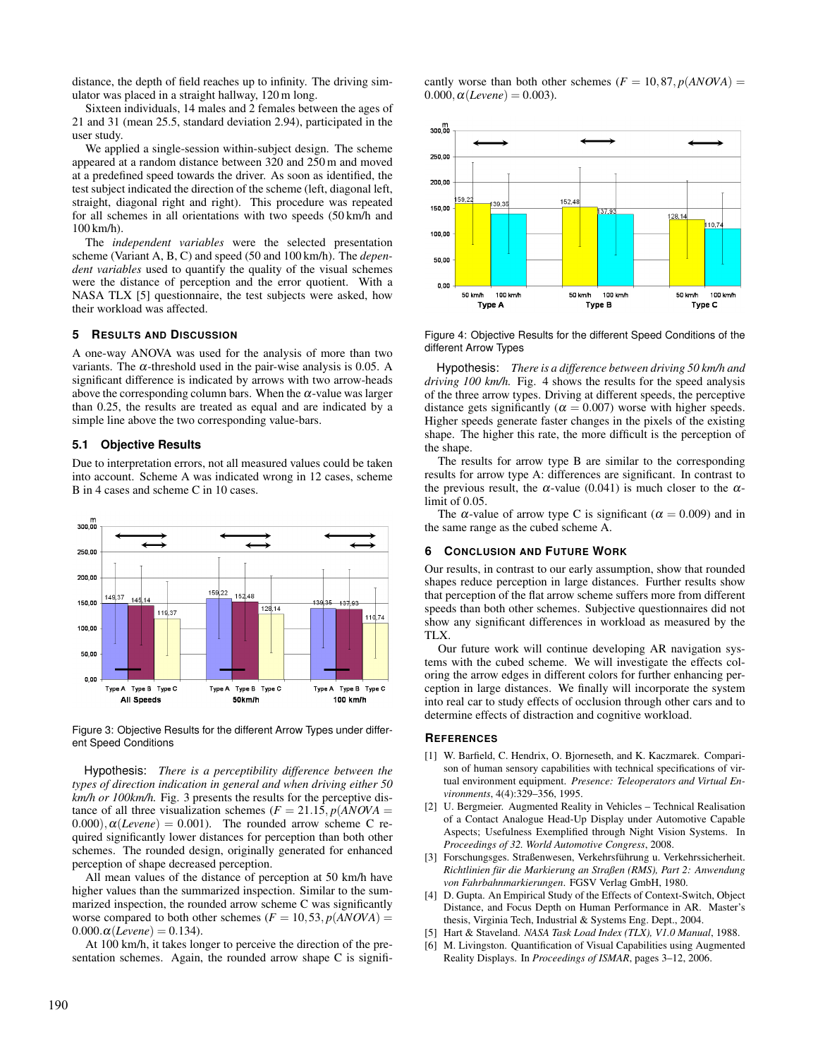distance, the depth of field reaches up to infinity. The driving simulator was placed in a straight hallway, 120 m long.

Sixteen individuals, 14 males and 2 females between the ages of 21 and 31 (mean 25.5, standard deviation 2.94), participated in the user study.

We applied a single-session within-subject design. The scheme appeared at a random distance between 320 and 250 m and moved at a predefined speed towards the driver. As soon as identified, the test subject indicated the direction of the scheme (left, diagonal left, straight, diagonal right and right). This procedure was repeated for all schemes in all orientations with two speeds (50 km/h and 100 km/h).

The *independent variables* were the selected presentation scheme (Variant A, B, C) and speed (50 and 100 km/h). The *dependent variables* used to quantify the quality of the visual schemes were the distance of perception and the error quotient. With a NASA TLX [5] questionnaire, the test subjects were asked, how their workload was affected.

## 5 Results and Discussion

A one-way ANOVA was used for the analysis of more than two variants. The $\alpha$-threshold used in the pair-wise analysis is 0.05. A significant difference is indicated by arrows with two arrow-heads above the corresponding column bars. When the $\alpha$-value was larger than 0.25, the results are treated as equal and are indicated by a simple line above the two corresponding value-bars.

### 5.1 Objective Results

Due to interpretation errors, not all measured values could be taken into account. Scheme A was indicated wrong in 12 cases, scheme B in 4 cases and scheme C in 10 cases.

m
300,00
250,00
200,00
150,00
100,00
50,00
0,00
149,37
145,14
119,37
159,22
152,48
128,14
139,35
137,93
110,74
Type A Type B Type C
All Speeds
Type A Type B Type C
50km/h
Type A Type B Type C
100 km/h

Figure 3: Objective Results for the different Arrow Types under different Speed Conditions

Hypothesis: *There is a perceptibility difference between the types of direction indication in general and when driving either 50 km/h or 100km/h.* Fig. 3 presents the results for the perceptive distance of all three visualization schemes ($F = 21.15, p(ANOVA = 0.000), \alpha(Levene) = 0.001$). The rounded arrow scheme C required significantly lower distances for perception than both other schemes. The rounded design, originally generated for enhanced perception of shape decreased perception.

All mean values of the distance of perception at 50 km/h have higher values than the summarized inspection. Similar to the summarized inspection, the rounded arrow scheme C was significantly worse compared to both other schemes ($F = 10,53, p(ANOVA) = 0.000.\alpha(Levene) = 0.134$).

At 100 km/h, it takes longer to perceive the direction of the presentation schemes. Again, the rounded arrow shape C is significantly worse than both other schemes ($F = 10,87, p(ANOVA) = 0.000, \alpha(Levene) = 0.003$).

m
300,00
250,00
200,00
150,00
100,00
50,00
0,00
159,22
139,35
152,48
137,93
128,14
110,74
50 km/h 100 km/h
Type A
50 km/h 100 km/h
Type B
50 km/h 100 km/h
Type C

Figure 4: Objective Results for the different Speed Conditions of the different Arrow Types

Hypothesis: *There is a difference between driving 50 km/h and driving 100 km/h.* Fig. 4 shows the results for the speed analysis of the three arrow types. Driving at different speeds, the perceptive distance gets significantly ($\alpha = 0.007$) worse with higher speeds. Higher speeds generate faster changes in the pixels of the existing shape. The higher this rate, the more difficult is the perception of the shape.

The results for arrow type B are similar to the corresponding results for arrow type A: differences are significant. In contrast to the previous result, the $\alpha$-value (0.041) is much closer to the $\alpha$-limit of 0.05.

The $\alpha$-value of arrow type C is significant ($\alpha = 0.009$) and in the same range as the cubed scheme A.

## 6 Conclusion and Future Work

Our results, in contrast to our early assumption, show that rounded shapes reduce perception in large distances. Further results show that perception of the flat arrow scheme suffers more from different speeds than both other schemes. Subjective questionnaires did not show any significant differences in workload as measured by the TLX.

Our future work will continue developing AR navigation systems with the cubed scheme. We will investigate the effects coloring the arrow edges in different colors for further enhanced perception in large distances. We finally will incorporate the system into real car to study effects of occlusion through other cars and to determine effects of distraction and cognitive workload.

## References

[1] W. Barfield, C. Hendrix, O. Bjorneseth, and K. Kaczmarek. Comparison of human sensory capabilities with technical specifications of virtual environment equipment. *Presence: Teleoperators and Virtual Environments*, 4(4):329–356, 1995.

[2] U. Bergmeier. Augmented Reality in Vehicles – Technical Realisation of a Contact Analogue Head-Up Display under Automotive Capable Aspects; Usefulness Exemplified through Night Vision Systems. In *Proceedings of 32. World Automotive Congress*, 2008.

[3] Forschungsges. Straßenwesen, Verkehrsführung u. Verkehrssicherheit. *Richtlinien für die Markierung an Straßen (RMS), Part 2: Anwendung von Fahrbahnmarkierungen*. FGSV Verlag GmbH, 1980.

[4] D. Gupta. An Empirical Study of the Effects of Context-Switch, Object Distance, and Focus Depth on Human Performance in AR. Master's thesis, Virginia Tech, Industrial & Systems Eng. Dept., 2004.

[5] Hart & Staveland. *NASA Task Load Index (TLX), V1.0 Manual*, 1988.

[6] M. Livingston. Quantification of Visual Capabilities using Augmented Reality Displays. In *Proceedings of ISMAR*, pages 3–12, 2006.